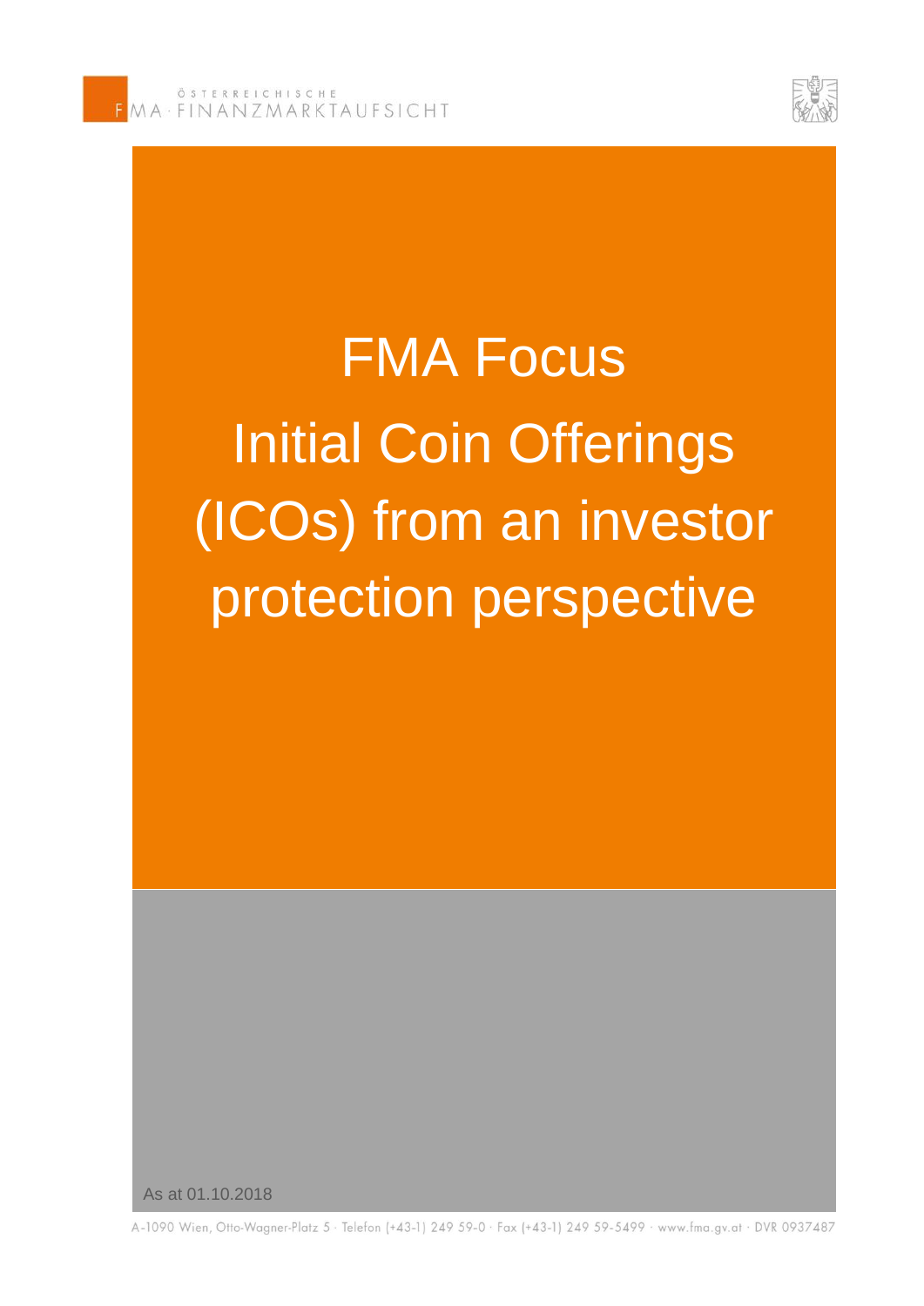ÖSTERREICHISCHE FMA · FINANZMARKTAUFSICHT

# FMA Focus Initial Coin Offerings (ICOs) from an investor protection perspective

As at 01.10.2018

A-1090 Wien, Otto-Wagner-Platz 5 · Telefon (+43-1) 249 59-0 · Fax (+43-1) 249 59-5499 · www.fma.gv.at · DVR 0937487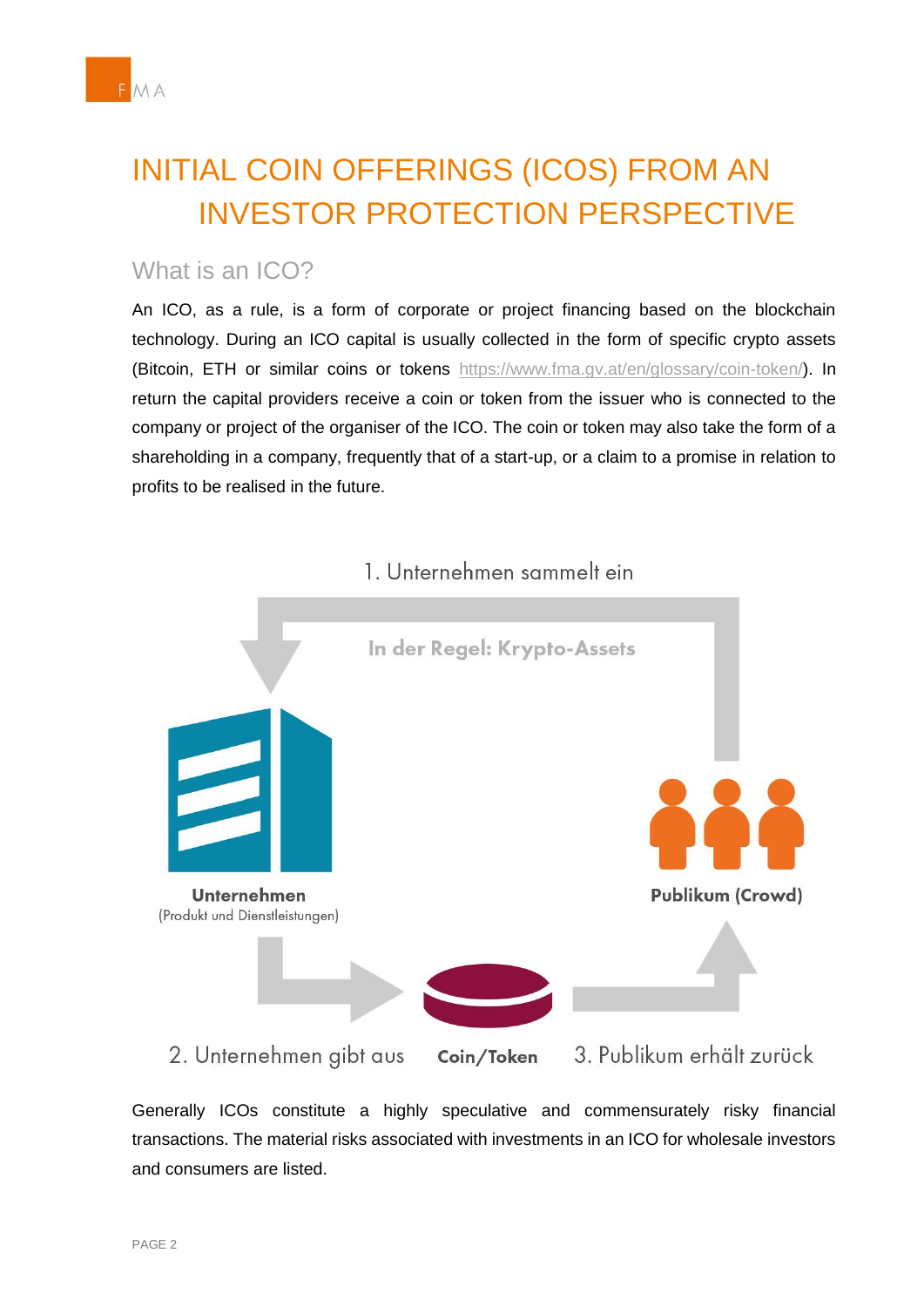# INITIAL COIN OFFERINGS (ICOS) FROM AN INVESTOR PROTECTION PERSPECTIVE

## What is an ICO?

An ICO, as a rule, is a form of corporate or project financing based on the blockchain technology. During an ICO capital is usually collected in the form of specific crypto assets (Bitcoin, ETH or similar coins or tokens https://www.fma.gv.at/en/glossary/coin-token/). In return the capital providers receive a coin or token from the issuer who is connected to the company or project of the organiser of the ICO. The coin or token may also take the form of a shareholding in a company, frequently that of a start-up, or a claim to a promise in relation to profits to be realised in the future.

1. Unternehmen sammelt ein

In der Regel: Krypto-Assets

**Unternehmen**
(Produkt und Dienstleistungen)

**Publikum (Crowd)**

2. Unternehmen gibt aus

**Coin/Token**

3. Publikum erhält zurück

Generally ICOs constitute a highly speculative and commensurately risky financial transactions. The material risks associated with investments in an ICO for wholesale investors and consumers are listed.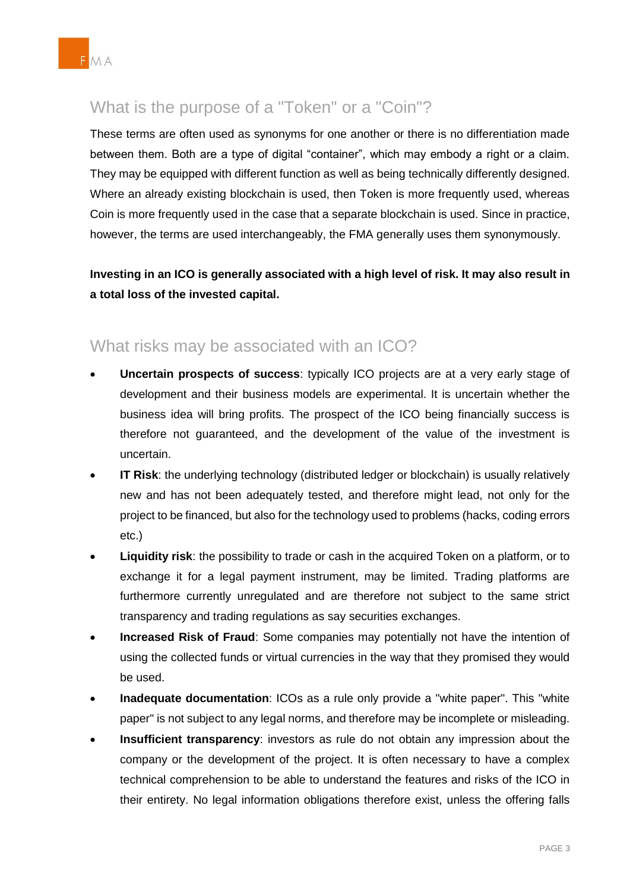## What is the purpose of a "Token" or a "Coin"?

These terms are often used as synonyms for one another or there is no differentiation made between them. Both are a type of digital “container”, which may embody a right or a claim. They may be equipped with different function as well as being technically differently designed. Where an already existing blockchain is used, then Token is more frequently used, whereas Coin is more frequently used in the case that a separate blockchain is used. Since in practice, however, the terms are used interchangeably, the FMA generally uses them synonymously.

**Investing in an ICO is generally associated with a high level of risk. It may also result in a total loss of the invested capital.**

## What risks may be associated with an ICO?

- **Uncertain prospects of success**: typically ICO projects are at a very early stage of development and their business models are experimental. It is uncertain whether the business idea will bring profits. The prospect of the ICO being financially success is therefore not guaranteed, and the development of the value of the investment is uncertain.
- **IT Risk**: the underlying technology (distributed ledger or blockchain) is usually relatively new and has not been adequately tested, and therefore might lead, not only for the project to be financed, but also for the technology used to problems (hacks, coding errors etc.)
- **Liquidity risk**: the possibility to trade or cash in the acquired Token on a platform, or to exchange it for a legal payment instrument, may be limited. Trading platforms are furthermore currently unregulated and are therefore not subject to the same strict transparency and trading regulations as say securities exchanges.
- **Increased Risk of Fraud**: Some companies may potentially not have the intention of using the collected funds or virtual currencies in the way that they promised they would be used.
- **Inadequate documentation**: ICOs as a rule only provide a "white paper". This "white paper" is not subject to any legal norms, and therefore may be incomplete or misleading.
- **Insufficient transparency**: investors as rule do not obtain any impression about the company or the development of the project. It is often necessary to have a complex technical comprehension to be able to understand the features and risks of the ICO in their entirety. No legal information obligations therefore exist, unless the offering falls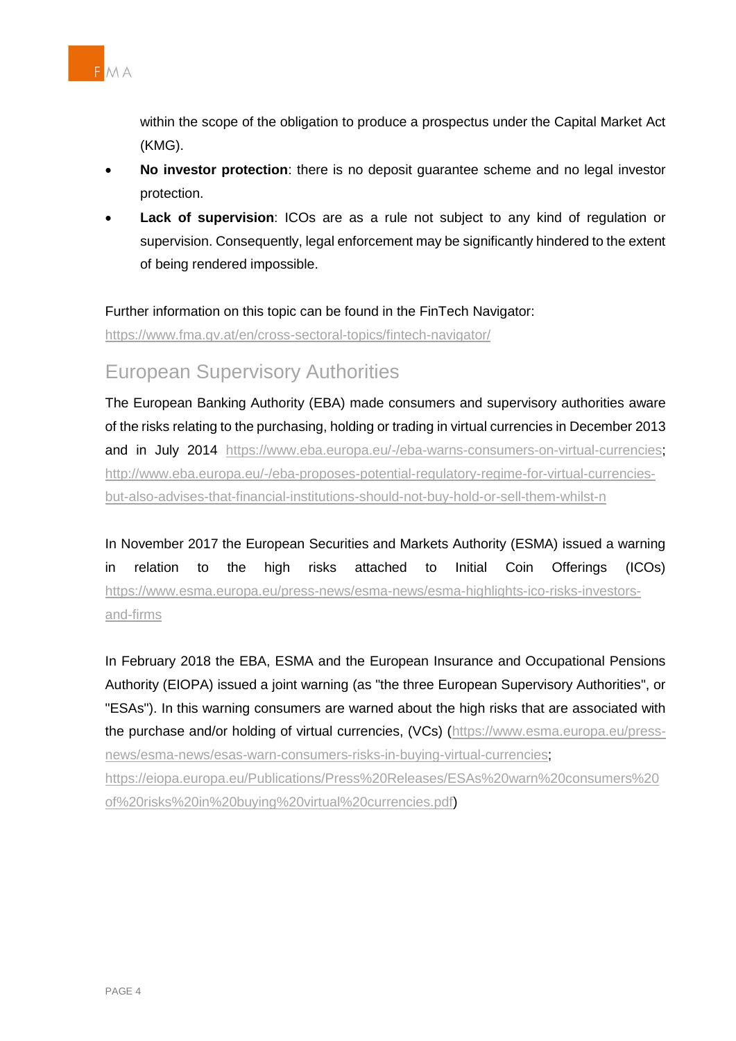within the scope of the obligation to produce a prospectus under the Capital Market Act (KMG).

- **No investor protection**: there is no deposit guarantee scheme and no legal investor protection.
- **Lack of supervision**: ICOs are as a rule not subject to any kind of regulation or supervision. Consequently, legal enforcement may be significantly hindered to the extent of being rendered impossible.

Further information on this topic can be found in the FinTech Navigator: https://www.fma.gv.at/en/cross-sectoral-topics/fintech-navigator/

## European Supervisory Authorities

The European Banking Authority (EBA) made consumers and supervisory authorities aware of the risks relating to the purchasing, holding or trading in virtual currencies in December 2013 and in July 2014 https://www.eba.europa.eu/-/eba-warns-consumers-on-virtual-currencies; http://www.eba.europa.eu/-/eba-proposes-potential-regulatory-regime-for-virtual-currencies-but-also-advises-that-financial-institutions-should-not-buy-hold-or-sell-them-whilst-n

In November 2017 the European Securities and Markets Authority (ESMA) issued a warning in relation to the high risks attached to Initial Coin Offerings (ICOs) https://www.esma.europa.eu/press-news/esma-news/esma-highlights-ico-risks-investors-and-firms

In February 2018 the EBA, ESMA and the European Insurance and Occupational Pensions Authority (EIOPA) issued a joint warning (as "the three European Supervisory Authorities", or "ESAs"). In this warning consumers are warned about the high risks that are associated with the purchase and/or holding of virtual currencies, (VCs) (https://www.esma.europa.eu/press-news/esma-news/esas-warn-consumers-risks-in-buying-virtual-currencies; https://eiopa.europa.eu/Publications/Press%20Releases/ESAs%20warn%20consumers%20of%20risks%20in%20buying%20virtual%20currencies.pdf)